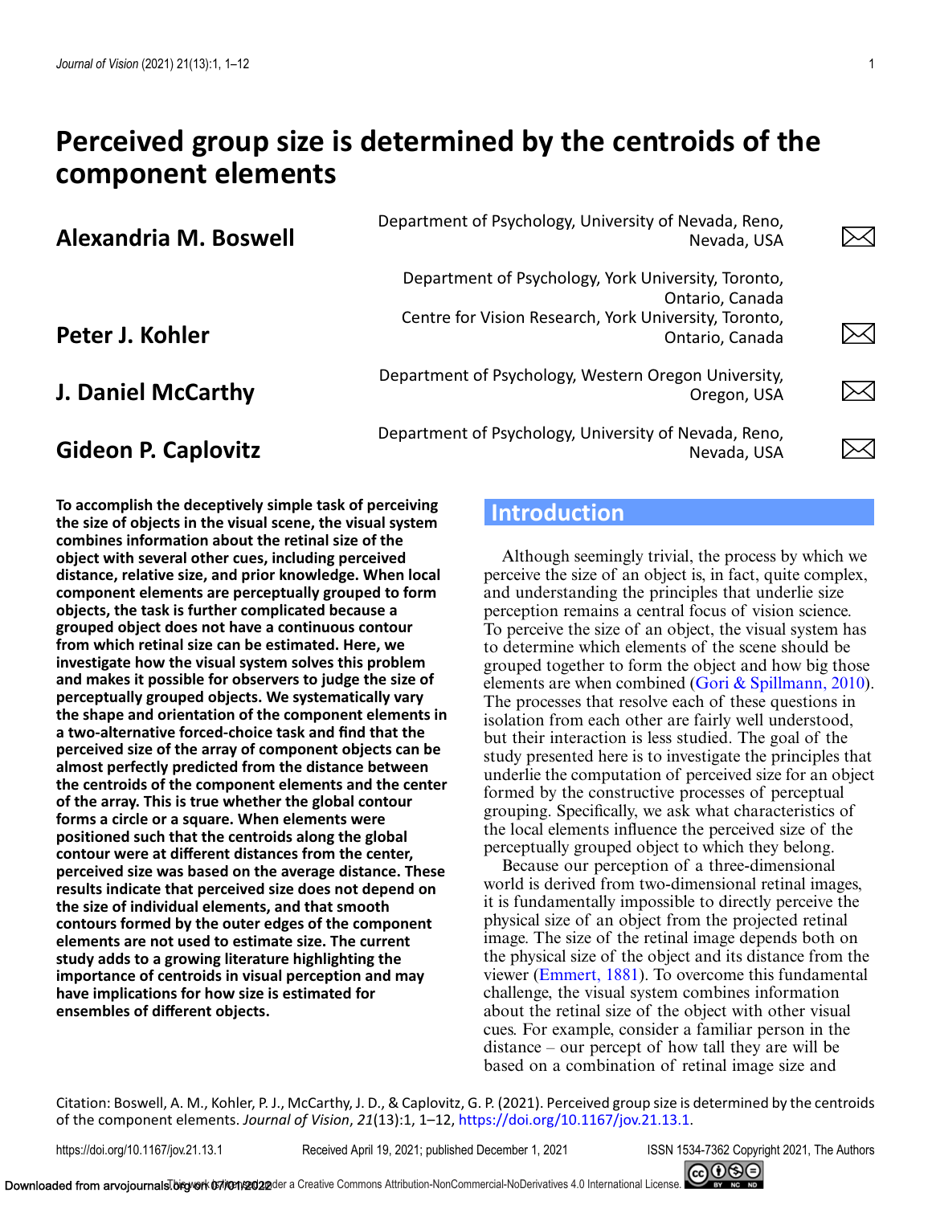# Perceived group size is determined by the centroids of the component elements

**Alexandria M. Boswell** — Department of Psychology, University of Nevada, Reno, Nevada, USA

**Peter J. Kohler** — Department of Psychology, York University, Toronto, Ontario, Canada; Centre for Vision Research, York University, Toronto, Ontario, Canada

**J. Daniel McCarthy** — Department of Psychology, Western Oregon University, Oregon, USA

**Gideon P. Caplovitz** — Department of Psychology, University of Nevada, Reno, Nevada, USA

**To accomplish the deceptively simple task of perceiving the size of objects in the visual scene, the visual system combines information about the retinal size of the object with several other cues, including perceived distance, relative size, and prior knowledge. When local component elements are perceptually grouped to form objects, the task is further complicated because a grouped object does not have a continuous contour from which retinal size can be estimated. Here, we investigate how the visual system solves this problem and makes it possible for observers to judge the size of perceptually grouped objects. We systematically vary the shape and orientation of the component elements in a two-alternative forced-choice task and find that the perceived size of the array of component objects can be almost perfectly predicted from the distance between the centroids of the component elements and the center of the array. This is true whether the global contour forms a circle or a square. When elements were positioned such that the centroids along the global contour were at different distances from the center, perceived size was based on the average distance. These results indicate that perceived size does not depend on the size of individual elements, and that smooth contours formed by the outer edges of the component elements are not used to estimate size. The current study adds to a growing literature highlighting the importance of centroids in visual perception and may have implications for how size is estimated for ensembles of different objects.**

## Introduction

Although seemingly trivial, the process by which we perceive the size of an object is, in fact, quite complex, and understanding the principles that underlie size perception remains a central focus of vision science. To perceive the size of an object, the visual system has to determine which elements of the scene should be grouped together to form the object and how big those elements are when combined (Gori & Spillmann, 2010). The processes that resolve each of these questions in isolation from each other are fairly well understood, but their interaction is less studied. The goal of the study presented here is to investigate the principles that underlie the computation of perceived size for an object formed by the constructive processes of perceptual grouping. Specifically, we ask what characteristics of the local elements influence the perceived size of the perceptually grouped object to which they belong.

Because our perception of a three-dimensional world is derived from two-dimensional retinal images, it is fundamentally impossible to directly perceive the physical size of an object from the projected retinal image. The size of the retinal image depends both on the physical size of the object and its distance from the viewer (Emmert, 1881). To overcome this fundamental challenge, the visual system combines information about the retinal size of the object with other visual cues. For example, consider a familiar person in the distance – our percept of how tall they are will be based on a combination of retinal image size and

Citation: Boswell, A. M., Kohler, P. J., McCarthy, J. D., & Caplovitz, G. P. (2021). Perceived group size is determined by the centroids of the component elements. *Journal of Vision*, *21*(13):1, 1–12, https://doi.org/10.1167/jov.21.13.1.

https://doi.org/10.1167/jov.21.13.1 Received April 19, 2021; published December 1, 2021 ISSN 1534-7362 Copyright 2021, The Authors

This work is licensed under a Creative Commons Attribution-NonCommercial-NoDerivatives 4.0 International License.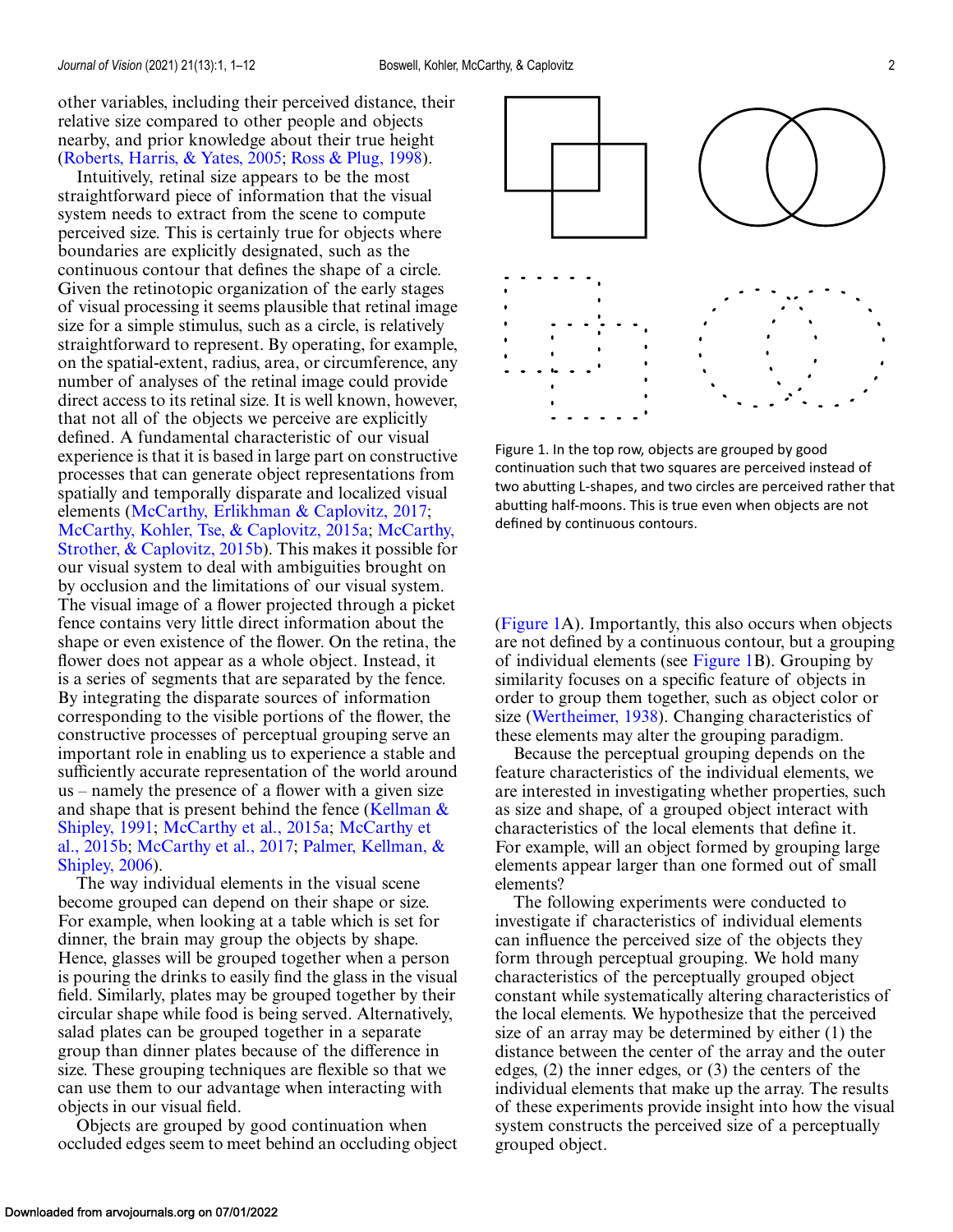other variables, including their perceived distance, their relative size compared to other people and objects nearby, and prior knowledge about their true height (Roberts, Harris, & Yates, 2005; Ross & Plug, 1998).

Intuitively, retinal size appears to be the most straightforward piece of information that the visual system needs to extract from the scene to compute perceived size. This is certainly true for objects where boundaries are explicitly designated, such as the continuous contour that defines the shape of a circle. Given the retinotopic organization of the early stages of visual processing it seems plausible that retinal image size for a simple stimulus, such as a circle, is relatively straightforward to represent. By operating, for example, on the spatial-extent, radius, area, or circumference, any number of analyses of the retinal image could provide direct access to its retinal size. It is well known, however, that not all of the objects we perceive are explicitly defined. A fundamental characteristic of our visual experience is that it is based in large part on constructive processes that can generate object representations from spatially and temporally disparate and localized visual elements (McCarthy, Erlikhman & Caplovitz, 2017; McCarthy, Kohler, Tse, & Caplovitz, 2015a; McCarthy, Strother, & Caplovitz, 2015b). This makes it possible for our visual system to deal with ambiguities brought on by occlusion and the limitations of our visual system. The visual image of a flower projected through a picket fence contains very little direct information about the shape or even existence of the flower. On the retina, the flower does not appear as a whole object. Instead, it is a series of segments that are separated by the fence. By integrating the disparate sources of information corresponding to the visible portions of the flower, the constructive processes of perceptual grouping serve an important role in enabling us to experience a stable and sufficiently accurate representation of the world around us – namely the presence of a flower with a given size and shape that is present behind the fence (Kellman & Shipley, 1991; McCarthy et al., 2015a; McCarthy et al., 2015b; McCarthy et al., 2017; Palmer, Kellman, & Shipley, 2006).

The way individual elements in the visual scene become grouped can depend on their shape or size. For example, when looking at a table which is set for dinner, the brain may group the objects by shape. Hence, glasses will be grouped together when a person is pouring the drinks to easily find the glass in the visual field. Similarly, plates may be grouped together by their circular shape while food is being served. Alternatively, salad plates can be grouped together in a separate group than dinner plates because of the difference in size. These grouping techniques are flexible so that we can use them to our advantage when interacting with objects in our visual field.

Objects are grouped by good continuation when occluded edges seem to meet behind an occluding object (Figure 1A). Importantly, this also occurs when objects are not defined by a continuous contour, but a grouping of individual elements (see Figure 1B). Grouping by similarity focuses on a specific feature of objects in order to group them together, such as object color or size (Wertheimer, 1938). Changing characteristics of these elements may alter the grouping paradigm.

Figure 1. In the top row, objects are grouped by good continuation such that two squares are perceived instead of two abutting L-shapes, and two circles are perceived rather that abutting half-moons. This is true even when objects are not defined by continuous contours.

Because the perceptual grouping depends on the feature characteristics of the individual elements, we are interested in investigating whether properties, such as size and shape, of a grouped object interact with characteristics of the local elements that define it. For example, will an object formed by grouping large elements appear larger than one formed out of small elements?

The following experiments were conducted to investigate if characteristics of individual elements can influence the perceived size of the objects they form through perceptual grouping. We hold many characteristics of the perceptually grouped object constant while systematically altering characteristics of the local elements. We hypothesize that the perceived size of an array may be determined by either (1) the distance between the center of the array and the outer edges, (2) the inner edges, or (3) the centers of the individual elements that make up the array. The results of these experiments provide insight into how the visual system constructs the perceived size of a perceptually grouped object.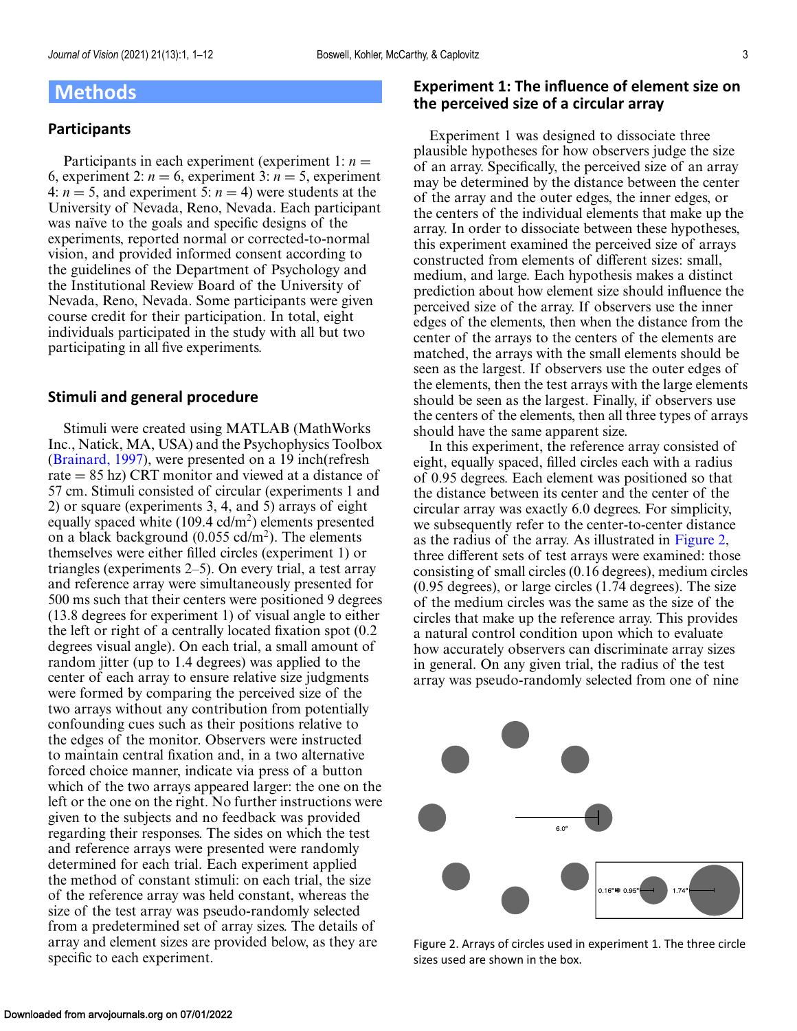# Methods

## Participants

Participants in each experiment (experiment 1: $n = 6$, experiment 2: $n = 6$, experiment 3: $n = 5$, experiment 4: $n = 5$, and experiment 5: $n = 4$) were students at the University of Nevada, Reno, Nevada. Each participant was naïve to the goals and specific designs of the experiments, reported normal or corrected-to-normal vision, and provided informed consent according to the guidelines of the Department of Psychology and the Institutional Review Board of the University of Nevada, Reno, Nevada. Some participants were given course credit for their participation. In total, eight individuals participated in the study with all but two participating in all five experiments.

## Stimuli and general procedure

Stimuli were created using MATLAB (MathWorks Inc., Natick, MA, USA) and the Psychophysics Toolbox (Brainard, 1997), were presented on a 19 inch(refresh rate = 85 hz) CRT monitor and viewed at a distance of 57 cm. Stimuli consisted of circular (experiments 1 and 2) or square (experiments 3, 4, and 5) arrays of eight equally spaced white (109.4 cd/m$^2$) elements presented on a black background (0.055 cd/m$^2$). The elements themselves were either filled circles (experiment 1) or triangles (experiments 2–5). On every trial, a test array and reference array were simultaneously presented for 500 ms such that their centers were positioned 9 degrees (13.8 degrees for experiment 1) of visual angle to either the left or right of a centrally located fixation spot (0.2 degrees visual angle). On each trial, a small amount of random jitter (up to 1.4 degrees) was applied to the center of each array to ensure relative size judgments were formed by comparing the perceived size of the two arrays without any contribution from potentially confounding cues such as their positions relative to the edges of the monitor. Observers were instructed to maintain central fixation and, in a two alternative forced choice manner, indicate via press of a button which of the two arrays appeared larger: the one on the left or the one on the right. No further instructions were given to the subjects and no feedback was provided regarding their responses. The sides on which the test and reference arrays were presented were randomly determined for each trial. Each experiment applied the method of constant stimuli: on each trial, the size of the reference array was held constant, whereas the size of the test array was pseudo-randomly selected from a predetermined set of array sizes. The details of array and element sizes are provided below, as they are specific to each experiment.

## Experiment 1: The influence of element size on the perceived size of a circular array

Experiment 1 was designed to dissociate three plausible hypotheses for how observers judge the size of an array. Specifically, the perceived size of an array may be determined by the distance between the center of the array and the outer edges, the inner edges, or the centers of the individual elements that make up the array. In order to dissociate between these hypotheses, this experiment examined the perceived size of arrays constructed from elements of different sizes: small, medium, and large. Each hypothesis makes a distinct prediction about how element size should influence the perceived size of the array. If observers use the inner edges of the elements, then when the distance from the center of the arrays to the centers of the elements are matched, the arrays with the small elements should be seen as the largest. If observers use the outer edges of the elements, then the test arrays with the large elements should be seen as the largest. Finally, if observers use the centers of the elements, then all three types of arrays should have the same apparent size.

In this experiment, the reference array consisted of eight, equally spaced, filled circles each with a radius of 0.95 degrees. Each element was positioned so that the distance between its center and the center of the circular array was exactly 6.0 degrees. For simplicity, we subsequently refer to the center-to-center distance as the radius of the array. As illustrated in Figure 2, three different sets of test arrays were examined: those consisting of small circles (0.16 degrees), medium circles (0.95 degrees), or large circles (1.74 degrees). The size of the medium circles was the same as the size of the circles that make up the reference array. This provides a natural control condition upon which to evaluate how accurately observers can discriminate array sizes in general. On any given trial, the radius of the test array was pseudo-randomly selected from one of nine

Figure 2. Arrays of circles used in experiment 1. The three circle sizes used are shown in the box.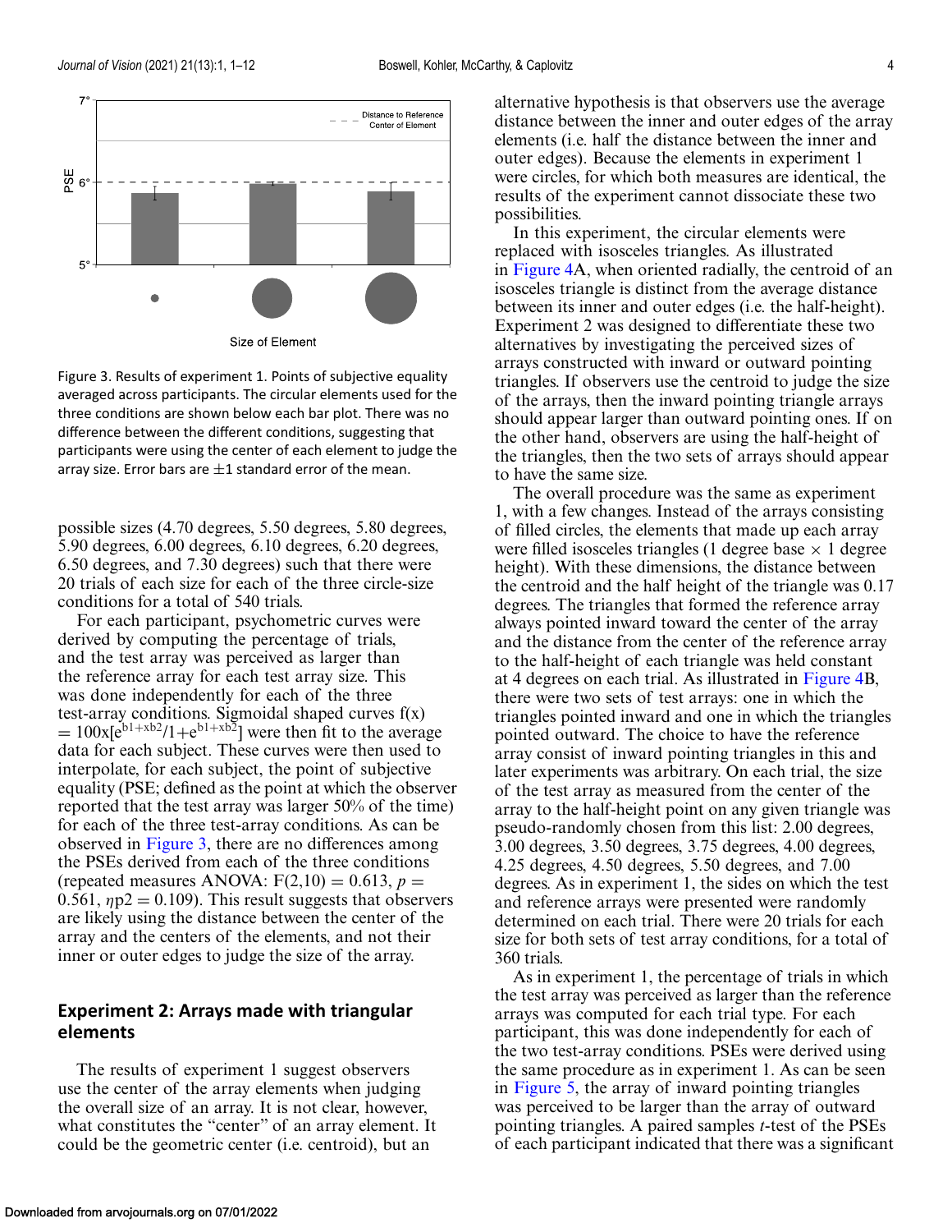Figure 3. Results of experiment 1. Points of subjective equality averaged across participants. The circular elements used for the three conditions are shown below each bar plot. There was no difference between the different conditions, suggesting that participants were using the center of each element to judge the array size. Error bars are ±1 standard error of the mean.

possible sizes (4.70 degrees, 5.50 degrees, 5.80 degrees, 5.90 degrees, 6.00 degrees, 6.10 degrees, 6.20 degrees, 6.50 degrees, and 7.30 degrees) such that there were 20 trials of each size for each of the three circle-size conditions for a total of 540 trials.

For each participant, psychometric curves were derived by computing the percentage of trials, and the test array was perceived as larger than the reference array for each test array size. This was done independently for each of the three test-array conditions. Sigmoidal shaped curves $f(x) = 100x[e^{b1+xb2}/1+e^{b1+xb2}]$ were then fit to the average data for each subject. These curves were then used to interpolate, for each subject, the point of subjective equality (PSE; defined as the point at which the observer reported that the test array was larger 50% of the time) for each of the three test-array conditions. As can be observed in Figure 3, there are no differences among the PSEs derived from each of the three conditions (repeated measures ANOVA: $F(2,10) = 0.613$, $p = 0.561$, $\eta p2 = 0.109$). This result suggests that observers are likely using the distance between the center of the array and the centers of the elements, and not their inner or outer edges to judge the size of the array.

## Experiment 2: Arrays made with triangular elements

The results of experiment 1 suggest observers use the center of the array elements when judging the overall size of an array. It is not clear, however, what constitutes the "center" of an array element. It could be the geometric center (i.e. centroid), but an alternative hypothesis is that observers use the average distance between the inner and outer edges of the array elements (i.e. half the distance between the inner and outer edges). Because the elements in experiment 1 were circles, for which both measures are identical, the results of the experiment cannot dissociate these two possibilities.

In this experiment, the circular elements were replaced with isosceles triangles. As illustrated in Figure 4A, when oriented radially, the centroid of an isosceles triangle is distinct from the average distance between its inner and outer edges (i.e. the half-height). Experiment 2 was designed to differentiate these two alternatives by investigating the perceived sizes of arrays constructed with inward or outward pointing triangles. If observers use the centroid to judge the size of the arrays, then the inward pointing triangle arrays should appear larger than outward pointing ones. If on the other hand, observers are using the half-height of the triangles, then the two sets of arrays should appear to have the same size.

The overall procedure was the same as experiment 1, with a few changes. Instead of the arrays consisting of filled circles, the elements that made up each array were filled isosceles triangles (1 degree base × 1 degree height). With these dimensions, the distance between the centroid and the half height of the triangle was 0.17 degrees. The triangles that formed the reference array always pointed inward toward the center of the array and the distance from the center of the reference array to the half-height of each triangle was held constant at 4 degrees on each trial. As illustrated in Figure 4B, there were two sets of test arrays: one in which the triangles pointed inward and one in which the triangles pointed outward. The choice to have the reference array consist of inward pointing triangles in this and later experiments was arbitrary. On each trial, the size of the test array as measured from the center of the array to the half-height point on any given triangle was pseudo-randomly chosen from this list: 2.00 degrees, 3.00 degrees, 3.50 degrees, 3.75 degrees, 4.00 degrees, 4.25 degrees, 4.50 degrees, 5.50 degrees, and 7.00 degrees. As in experiment 1, the sides on which the test and reference arrays were presented were randomly determined on each trial. There were 20 trials for each size for both sets of test array conditions, for a total of 360 trials.

As in experiment 1, the percentage of trials in which the test array was perceived as larger than the reference arrays was computed for each trial type. For each participant, this was done independently for each of the two test-array conditions. PSEs were derived using the same procedure as in experiment 1. As can be seen in Figure 5, the array of inward pointing triangles was perceived to be larger than the array of outward pointing triangles. A paired samples *t*-test of the PSEs of each participant indicated that there was a significant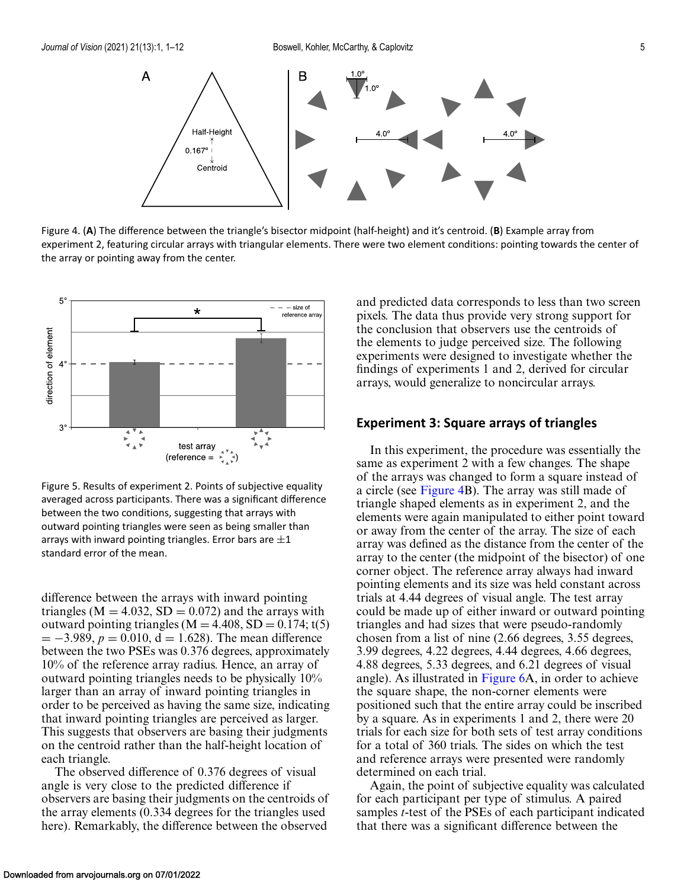Figure 4. (**A**) The difference between the triangle's bisector midpoint (half-height) and it's centroid. (**B**) Example array from experiment 2, featuring circular arrays with triangular elements. There were two element conditions: pointing towards the center of the array or pointing away from the center.

Figure 5. Results of experiment 2. Points of subjective equality averaged across participants. There was a significant difference between the two conditions, suggesting that arrays with outward pointing triangles were seen as being smaller than arrays with inward pointing triangles. Error bars are ±1 standard error of the mean.

difference between the arrays with inward pointing triangles ($M = 4.032$, $SD = 0.072$) and the arrays with outward pointing triangles ($M = 4.408$, $SD = 0.174$; $t(5) = -3.989$, $p = 0.010$, $d = 1.628$). The mean difference between the two PSEs was 0.376 degrees, approximately 10% of the reference array radius. Hence, an array of outward pointing triangles needs to be physically 10% larger than an array of inward pointing triangles in order to be perceived as having the same size, indicating that inward pointing triangles are perceived as larger. This suggests that observers are basing their judgments on the centroid rather than the half-height location of each triangle.

The observed difference of 0.376 degrees of visual angle is very close to the predicted difference if observers are basing their judgments on the centroids of the array elements (0.334 degrees for the triangles used here). Remarkably, the difference between the observed and predicted data corresponds to less than two screen pixels. The data thus provide very strong support for the conclusion that observers use the centroids of the elements to judge perceived size. The following experiments were designed to investigate whether the findings of experiments 1 and 2, derived for circular arrays, would generalize to noncircular arrays.

## Experiment 3: Square arrays of triangles

In this experiment, the procedure was essentially the same as experiment 2 with a few changes. The shape of the arrays was changed to form a square instead of a circle (see Figure 4B). The array was still made of triangle shaped elements as in experiment 2, and the elements were again manipulated to either point toward or away from the center of the array. The size of each array was defined as the distance from the center of the array to the center (the midpoint of the bisector) of one corner object. The reference array always had inward pointing elements and its size was held constant across trials at 4.44 degrees of visual angle. The test array could be made up of either inward or outward pointing triangles and had sizes that were pseudo-randomly chosen from a list of nine (2.66 degrees, 3.55 degrees, 3.99 degrees, 4.22 degrees, 4.44 degrees, 4.66 degrees, 4.88 degrees, 5.33 degrees, and 6.21 degrees of visual angle). As illustrated in Figure 6A, in order to achieve the square shape, the non-corner elements were positioned such that the entire array could be inscribed by a square. As in experiments 1 and 2, there were 20 trials for each size for both sets of test array conditions for a total of 360 trials. The sides on which the test and reference arrays were presented were randomly determined on each trial.

Again, the point of subjective equality was calculated for each participant per type of stimulus. A paired samples *t*-test of the PSEs of each participant indicated that there was a significant difference between the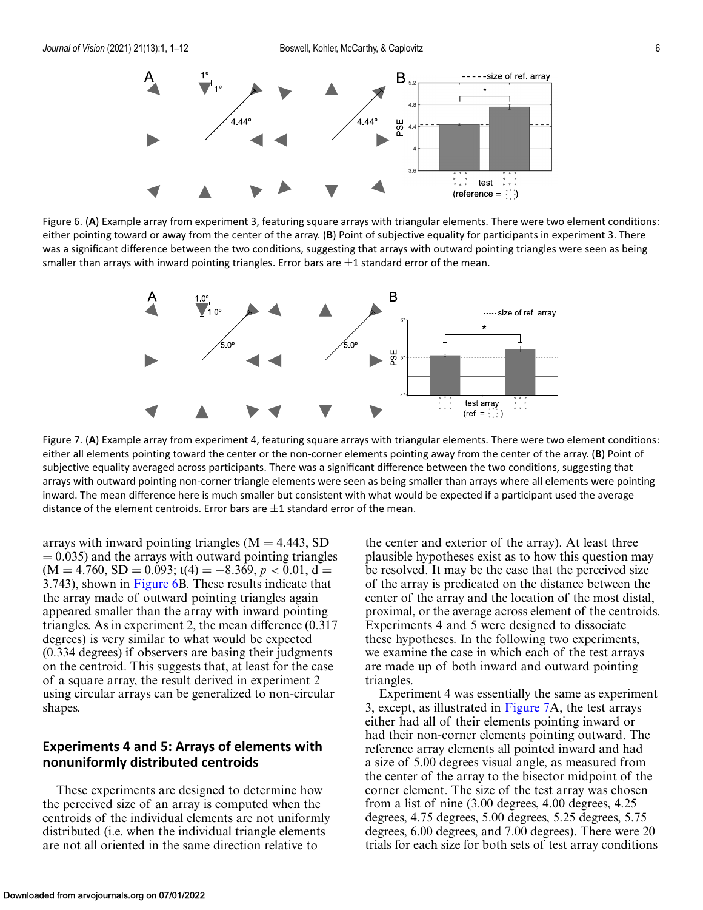Figure 6. (**A**) Example array from experiment 3, featuring square arrays with triangular elements. There were two element conditions: either pointing toward or away from the center of the array. (**B**) Point of subjective equality for participants in experiment 3. There was a significant difference between the two conditions, suggesting that arrays with outward pointing triangles were seen as being smaller than arrays with inward pointing triangles. Error bars are ±1 standard error of the mean.

Figure 7. (**A**) Example array from experiment 4, featuring square arrays with triangular elements. There were two element conditions: either all elements pointing toward the center or the non-corner elements pointing away from the center of the array. (**B**) Point of subjective equality averaged across participants. There was a significant difference between the two conditions, suggesting that arrays with outward pointing non-corner triangle elements were seen as being smaller than arrays where all elements were pointing inward. The mean difference here is much smaller but consistent with what would be expected if a participant used the average distance of the element centroids. Error bars are ±1 standard error of the mean.

arrays with inward pointing triangles (M = 4.443, SD = 0.035) and the arrays with outward pointing triangles (M = 4.760, SD = 0.093; $t(4) = -8.369$, $p < 0.01$, $d = 3.743$), shown in Figure 6B. These results indicate that the array made of outward pointing triangles again appeared smaller than the array with inward pointing triangles. As in experiment 2, the mean difference (0.317 degrees) is very similar to what would be expected (0.334 degrees) if observers are basing their judgments on the centroid. This suggests that, at least for the case of a square array, the result derived in experiment 2 using circular arrays can be generalized to non-circular shapes.

## Experiments 4 and 5: Arrays of elements with nonuniformly distributed centroids

These experiments are designed to determine how the perceived size of an array is computed when the centroids of the individual elements are not uniformly distributed (i.e. when the individual triangle elements are not all oriented in the same direction relative to the center and exterior of the array). At least three plausible hypotheses exist as to how this question may be resolved. It may be the case that the perceived size of the array is predicated on the distance between the center of the array and the location of the most distal, proximal, or the average across element of the centroids. Experiments 4 and 5 were designed to dissociate these hypotheses. In the following two experiments, we examine the case in which each of the test arrays are made up of both inward and outward pointing triangles.

Experiment 4 was essentially the same as experiment 3, except, as illustrated in Figure 7A, the test arrays either had all of their elements pointing inward or had their non-corner elements pointing outward. The reference array elements all pointed inward and had a size of 5.00 degrees visual angle, as measured from the center of the array to the bisector midpoint of the corner element. The size of the test array was chosen from a list of nine (3.00 degrees, 4.00 degrees, 4.25 degrees, 4.75 degrees, 5.00 degrees, 5.25 degrees, 5.75 degrees, 6.00 degrees, and 7.00 degrees). There were 20 trials for each size for both sets of test array conditions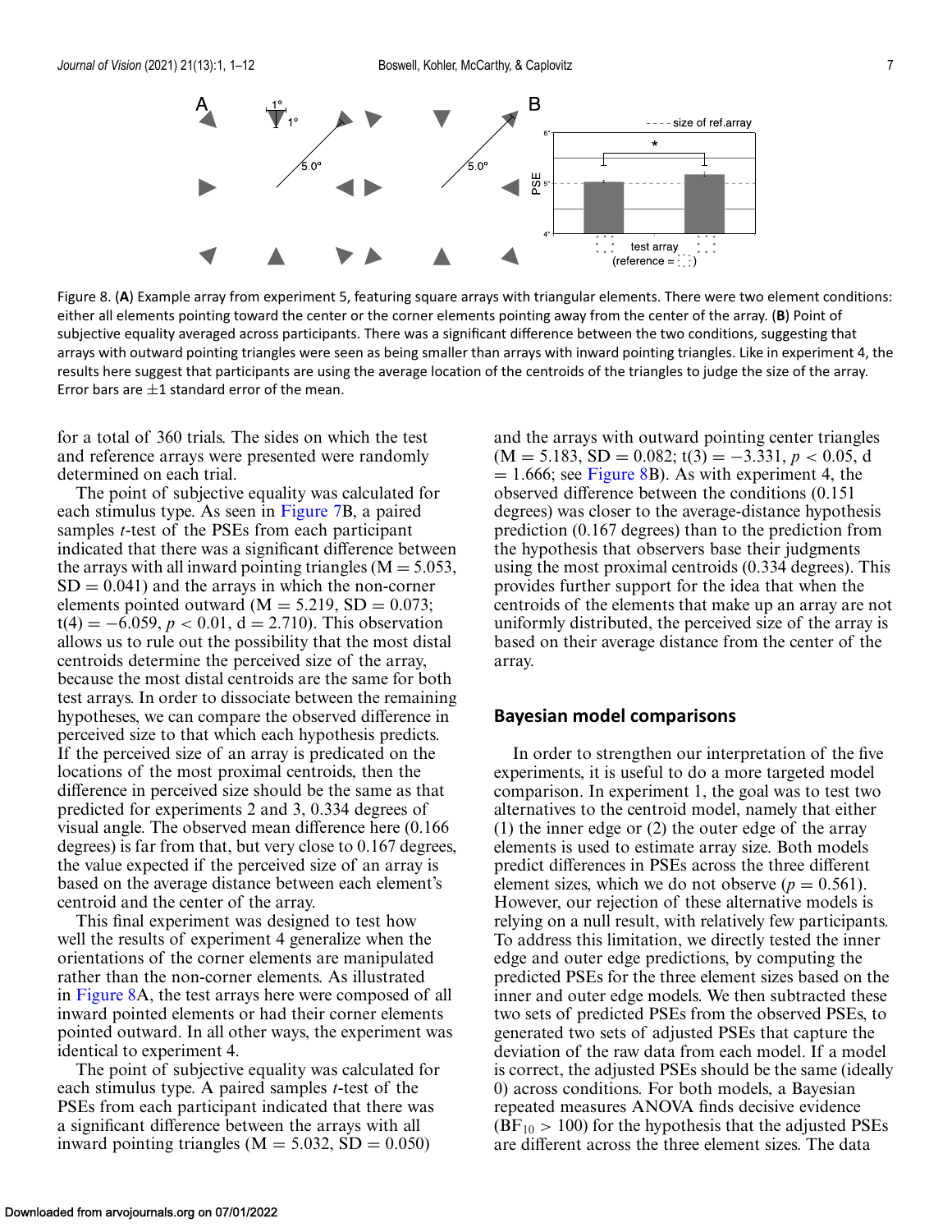Figure 8. (**A**) Example array from experiment 5, featuring square arrays with triangular elements. There were two element conditions: either all elements pointing toward the center or the corner elements pointing away from the center of the array. (**B**) Point of subjective equality averaged across participants. There was a significant difference between the two conditions, suggesting that arrays with outward pointing triangles were seen as being smaller than arrays with inward pointing triangles. Like in experiment 4, the results here suggest that participants are using the average location of the centroids of the triangles to judge the size of the array. Error bars are ±1 standard error of the mean.

for a total of 360 trials. The sides on which the test and reference arrays were presented were randomly determined on each trial.

The point of subjective equality was calculated for each stimulus type. As seen in Figure 7B, a paired samples *t*-test of the PSEs from each participant indicated that there was a significant difference between the arrays with all inward pointing triangles (M = 5.053, SD = 0.041) and the arrays in which the non-corner elements pointed outward (M = 5.219, SD = 0.073; $t(4) = -6.059$, $p < 0.01$, d = 2.710). This observation allows us to rule out the possibility that the most distal centroids determine the perceived size of the array, because the most distal centroids are the same for both test arrays. In order to dissociate between the remaining hypotheses, we can compare the observed difference in perceived size to that which each hypothesis predicts. If the perceived size of an array is predicated on the locations of the most proximal centroids, then the difference in perceived size should be the same as that predicted for experiments 2 and 3, 0.334 degrees of visual angle. The observed mean difference here (0.166 degrees) is far from that, but very close to 0.167 degrees, the value expected if the perceived size of an array is based on the average distance between each element's centroid and the center of the array.

This final experiment was designed to test how well the results of experiment 4 generalize when the orientations of the corner elements are manipulated rather than the non-corner elements. As illustrated in Figure 8A, the test arrays here were composed of all inward pointed elements or had their corner elements pointed outward. In all other ways, the experiment was identical to experiment 4.

The point of subjective equality was calculated for each stimulus type. A paired samples *t*-test of the PSEs from each participant indicated that there was a significant difference between the arrays with all inward pointing triangles (M = 5.032, SD = 0.050) and the arrays with outward pointing center triangles (M = 5.183, SD = 0.082; $t(3) = -3.331$, $p < 0.05$, d = 1.666; see Figure 8B). As with experiment 4, the observed difference between the conditions (0.151 degrees) was closer to the average-distance hypothesis prediction (0.167 degrees) than to the prediction from the hypothesis that observers base their judgments using the most proximal centroids (0.334 degrees). This provides further support for the idea that when the centroids of the elements that make up an array are not uniformly distributed, the perceived size of the array is based on their average distance from the center of the array.

## Bayesian model comparisons

In order to strengthen our interpretation of the five experiments, it is useful to do a more targeted model comparison. In experiment 1, the goal was to test two alternatives to the centroid model, namely that either (1) the inner edge or (2) the outer edge of the array elements is used to estimate array size. Both models predict differences in PSEs across the three different element sizes, which we do not observe ($p = 0.561$). However, our rejection of these alternative models is relying on a null result, with relatively few participants. To address this limitation, we directly tested the inner edge and outer edge predictions, by computing the predicted PSEs for the three element sizes based on the inner and outer edge models. We then subtracted these two sets of predicted PSEs from the observed PSEs, to generated two sets of adjusted PSEs that capture the deviation of the raw data from each model. If a model is correct, the adjusted PSEs should be the same (ideally 0) across conditions. For both models, a Bayesian repeated measures ANOVA finds decisive evidence ($BF_{10} > 100$) for the hypothesis that the adjusted PSEs are different across the three element sizes. The data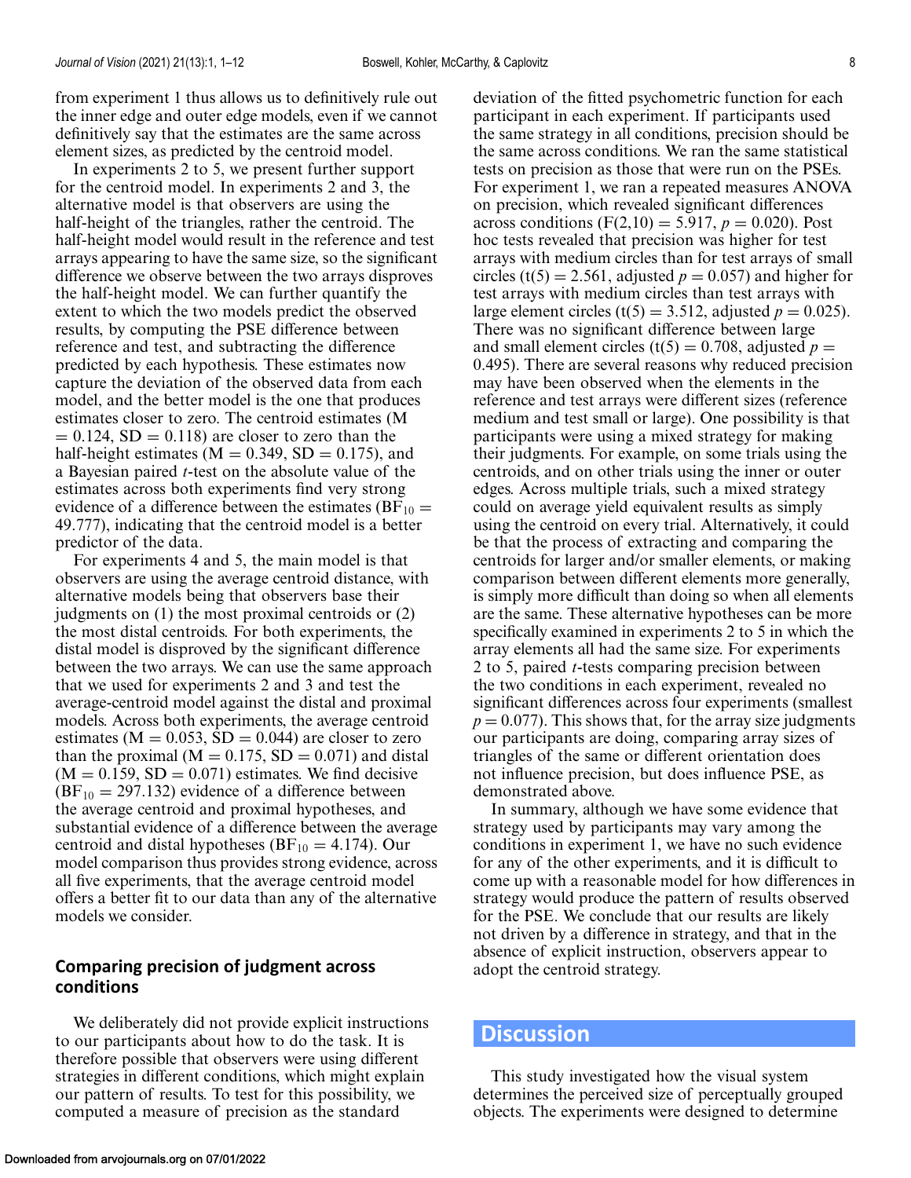from experiment 1 thus allows us to definitively rule out the inner edge and outer edge models, even if we cannot definitively say that the estimates are the same across element sizes, as predicted by the centroid model.

In experiments 2 to 5, we present further support for the centroid model. In experiments 2 and 3, the alternative model is that observers are using the half-height of the triangles, rather the centroid. The half-height model would result in the reference and test arrays appearing to have the same size, so the significant difference we observe between the two arrays disproves the half-height model. We can further quantify the extent to which the two models predict the observed results, by computing the PSE difference between reference and test, and subtracting the difference predicted by each hypothesis. These estimates now capture the deviation of the observed data from each model, and the better model is the one that produces estimates closer to zero. The centroid estimates ($M = 0.124$, $SD = 0.118$) are closer to zero than the half-height estimates ($M = 0.349$, $SD = 0.175$), and a Bayesian paired $t$-test on the absolute value of the estimates across both experiments find very strong evidence of a difference between the estimates ($BF_{10} = 49.777$), indicating that the centroid model is a better predictor of the data.

For experiments 4 and 5, the main model is that observers are using the average centroid distance, with alternative models being that observers base their judgments on (1) the most proximal centroids or (2) the most distal centroids. For both experiments, the distal model is disproved by the significant difference between the two arrays. We can use the same approach that we used for experiments 2 and 3 and test the average-centroid model against the distal and proximal models. Across both experiments, the average centroid estimates ($M = 0.053$, $SD = 0.044$) are closer to zero than the proximal ($M = 0.175$, $SD = 0.071$) and distal ($M = 0.159$, $SD = 0.071$) estimates. We find decisive ($BF_{10} = 297.132$) evidence of a difference between the average centroid and proximal hypotheses, and substantial evidence of a difference between the average centroid and distal hypotheses ($BF_{10} = 4.174$). Our model comparison thus provides strong evidence, across all five experiments, that the average centroid model offers a better fit to our data than any of the alternative models we consider.

## Comparing precision of judgment across conditions

We deliberately did not provide explicit instructions to our participants about how to do the task. It is therefore possible that observers were using different strategies in different conditions, which might explain our pattern of results. To test for this possibility, we computed a measure of precision as the standard deviation of the fitted psychometric function for each participant in each experiment. If participants used the same strategy in all conditions, precision should be the same across conditions. We ran the same statistical tests on precision as those that were run on the PSEs. For experiment 1, we ran a repeated measures ANOVA on precision, which revealed significant differences across conditions ($F(2,10) = 5.917$, $p = 0.020$). Post hoc tests revealed that precision was higher for test arrays with medium circles than for test arrays of small circles ($t(5) = 2.561$, adjusted $p = 0.057$) and higher for test arrays with medium circles than test arrays with large element circles ($t(5) = 3.512$, adjusted $p = 0.025$). There was no significant difference between large and small element circles ($t(5) = 0.708$, adjusted $p = 0.495$). There are several reasons why reduced precision may have been observed when the elements in the reference and test arrays were different sizes (reference medium and test small or large). One possibility is that participants were using a mixed strategy for making their judgments. For example, on some trials using the centroids, and on other trials using the inner or outer edges. Across multiple trials, such a mixed strategy could on average yield equivalent results as simply using the centroid on every trial. Alternatively, it could be that the process of extracting and comparing the centroids for larger and/or smaller elements, or making comparison between different elements more generally, is simply more difficult than doing so when all elements are the same. These alternative hypotheses can be more specifically examined in experiments 2 to 5 in which the array elements all had the same size. For experiments 2 to 5, paired $t$-tests comparing precision between the two conditions in each experiment, revealed no significant differences across four experiments (smallest $p = 0.077$). This shows that, for the array size judgments our participants are doing, comparing array sizes of triangles of the same or different orientation does not influence precision, but does influence PSE, as demonstrated above.

In summary, although we have some evidence that strategy used by participants may vary among the conditions in experiment 1, we have no such evidence for any of the other experiments, and it is difficult to come up with a reasonable model for how differences in strategy would produce the pattern of results observed for the PSE. We conclude that our results are likely not driven by a difference in strategy, and that in the absence of explicit instruction, observers appear to adopt the centroid strategy.

# Discussion

This study investigated how the visual system determines the perceived size of perceptually grouped objects. The experiments were designed to determine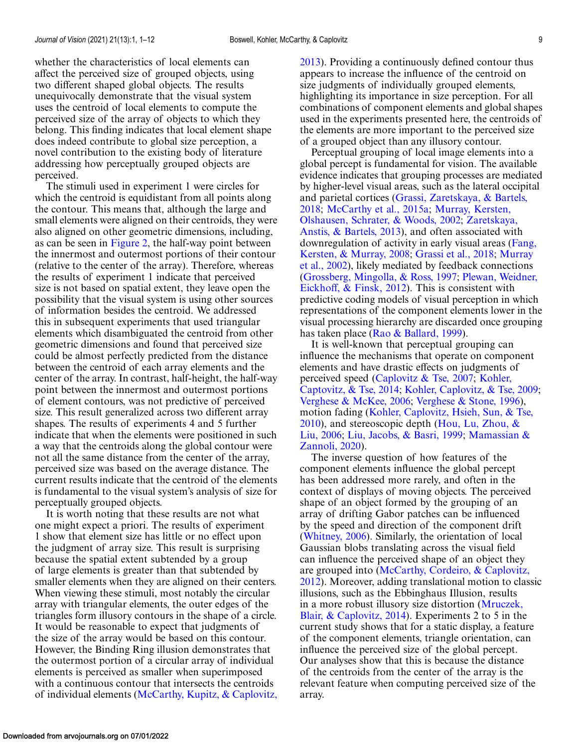whether the characteristics of local elements can affect the perceived size of grouped objects, using two different shaped global objects. The results unequivocally demonstrate that the visual system uses the centroid of local elements to compute the perceived size of the array of objects to which they belong. This finding indicates that local element shape does indeed contribute to global size perception, a novel contribution to the existing body of literature addressing how perceptually grouped objects are perceived.

The stimuli used in experiment 1 were circles for which the centroid is equidistant from all points along the contour. This means that, although the large and small elements were aligned on their centroids, they were also aligned on other geometric dimensions, including, as can be seen in Figure 2, the half-way point between the innermost and outermost portions of their contour (relative to the center of the array). Therefore, whereas the results of experiment 1 indicate that perceived size is not based on spatial extent, they leave open the possibility that the visual system is using other sources of information besides the centroid. We addressed this in subsequent experiments that used triangular elements which disambiguated the centroid from other geometric dimensions and found that perceived size could be almost perfectly predicted from the distance between the centroid of each array elements and the center of the array. In contrast, half-height, the half-way point between the innermost and outermost portions of element contours, was not predictive of perceived size. This result generalized across two different array shapes. The results of experiments 4 and 5 further indicate that when the elements were positioned in such a way that the centroids along the global contour were not all the same distance from the center of the array, perceived size was based on the average distance. The current results indicate that the centroid of the elements is fundamental to the visual system's analysis of size for perceptually grouped objects.

It is worth noting that these results are not what one might expect a priori. The results of experiment 1 show that element size has little or no effect upon the judgment of array size. This result is surprising because the spatial extent subtended by a group of large elements is greater than that subtended by smaller elements when they are aligned on their centers. When viewing these stimuli, most notably the circular array with triangular elements, the outer edges of the triangles form illusory contours in the shape of a circle. It would be reasonable to expect that judgments of the size of the array would be based on this contour. However, the Binding Ring illusion demonstrates that the outermost portion of a circular array of individual elements is perceived as smaller when superimposed with a continuous contour that intersects the centroids of individual elements (McCarthy, Kupitz, & Caplovitz, 2013). Providing a continuously defined contour thus appears to increase the influence of the centroid on size judgments of individually grouped elements, highlighting its importance in size perception. For all combinations of component elements and global shapes used in the experiments presented here, the centroids of the elements are more important to the perceived size of a grouped object than any illusory contour.

Perceptual grouping of local image elements into a global percept is fundamental for vision. The available evidence indicates that grouping processes are mediated by higher-level visual areas, such as the lateral occipital and parietal cortices (Grassi, Zaretskaya, & Bartels, 2018; McCarthy et al., 2015a; Murray, Kersten, Olshausen, Schrater, & Woods, 2002; Zaretskaya, Anstis, & Bartels, 2013), and often associated with downregulation of activity in early visual areas (Fang, Kersten, & Murray, 2008; Grassi et al., 2018; Murray et al., 2002), likely mediated by feedback connections (Grossberg, Mingolla, & Ross, 1997; Plewan, Weidner, Eickhoff, & Finsk, 2012). This is consistent with predictive coding models of visual perception in which representations of the component elements lower in the visual processing hierarchy are discarded once grouping has taken place (Rao & Ballard, 1999).

It is well-known that perceptual grouping can influence the mechanisms that operate on component elements and have drastic effects on judgments of perceived speed (Caplovitz & Tse, 2007; Kohler, Captovitz, & Tse, 2014; Kohler, Caplovitz, & Tse, 2009; Verghese & McKee, 2006; Verghese & Stone, 1996), motion fading (Kohler, Caplovitz, Hsieh, Sun, & Tse, 2010), and stereoscopic depth (Hou, Lu, Zhou, & Liu, 2006; Liu, Jacobs, & Basri, 1999; Mamassian & Zannoli, 2020).

The inverse question of how features of the component elements influence the global percept has been addressed more rarely, and often in the context of displays of moving objects. The perceived shape of an object formed by the grouping of an array of drifting Gabor patches can be influenced by the speed and direction of the component drift (Whitney, 2006). Similarly, the orientation of local Gaussian blobs translating across the visual field can influence the perceived shape of an object they are grouped into (McCarthy, Cordeiro, & Caplovitz, 2012). Moreover, adding translational motion to classic illusions, such as the Ebbinghaus Illusion, results in a more robust illusory size distortion (Mruczek, Blair, & Caplovitz, 2014). Experiments 2 to 5 in the current study shows that for a static display, a feature of the component elements, triangle orientation, can influence the perceived size of the global percept. Our analyses show that this is because the distance of the centroids from the center of the array is the relevant feature when computing perceived size of the array.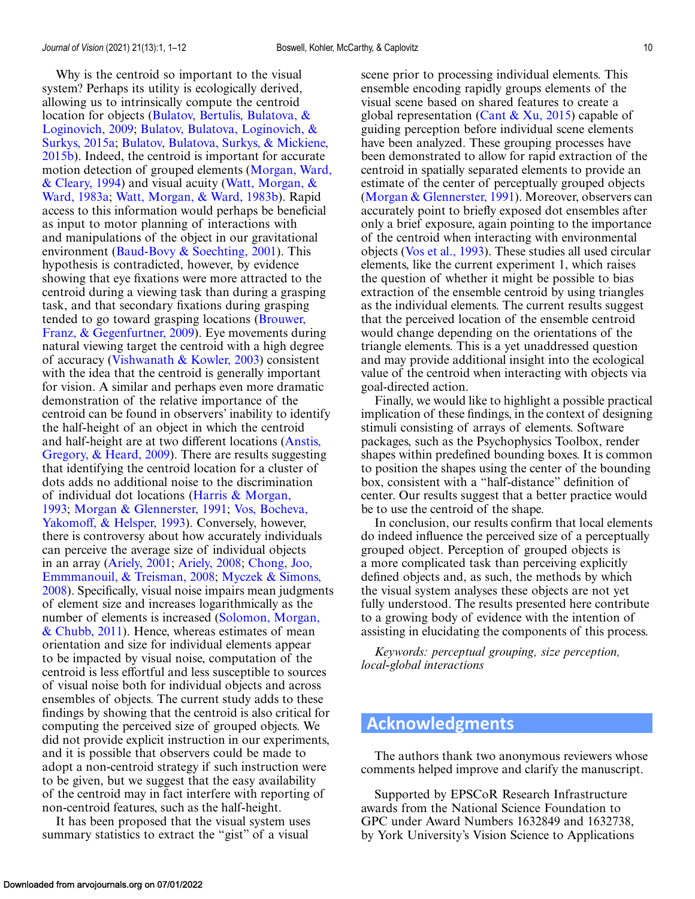Why is the centroid so important to the visual system? Perhaps its utility is ecologically derived, allowing us to intrinsically compute the centroid location for objects (Bulatov, Bertulis, Bulatova, & Loginovich, 2009; Bulatov, Bulatova, Loginovich, & Surkys, 2015a; Bulatov, Bulatova, Surkys, & Mickiene, 2015b). Indeed, the centroid is important for accurate motion detection of grouped elements (Morgan, Ward, & Cleary, 1994) and visual acuity (Watt, Morgan, & Ward, 1983a; Watt, Morgan, & Ward, 1983b). Rapid access to this information would perhaps be beneficial as input to motor planning of interactions with and manipulations of the object in our gravitational environment (Baud-Bovy & Soechting, 2001). This hypothesis is contradicted, however, by evidence showing that eye fixations were more attracted to the centroid during a viewing task than during a grasping task, and that secondary fixations during grasping tended to go toward grasping locations (Brouwer, Franz, & Gegenfurtner, 2009). Eye movements during natural viewing target the centroid with a high degree of accuracy (Vishwanath & Kowler, 2003) consistent with the idea that the centroid is generally important for vision. A similar and perhaps even more dramatic demonstration of the relative importance of the centroid can be found in observers' inability to identify the half-height of an object in which the centroid and half-height are at two different locations (Anstis, Gregory, & Heard, 2009). There are results suggesting that identifying the centroid location for a cluster of dots adds no additional noise to the discrimination of individual dot locations (Harris & Morgan, 1993; Morgan & Glennerster, 1991; Vos, Bocheva, Yakomoff, & Helsper, 1993). Conversely, however, there is controversy about how accurately individuals can perceive the average size of individual objects in an array (Ariely, 2001; Ariely, 2008; Chong, Joo, Emmmanouil, & Treisman, 2008; Myczek & Simons, 2008). Specifically, visual noise impairs mean judgments of element size and increases logarithmically as the number of elements is increased (Solomon, Morgan, & Chubb, 2011). Hence, whereas estimates of mean orientation and size for individual elements appear to be impacted by visual noise, computation of the centroid is less effortful and less susceptible to sources of visual noise both for individual objects and across ensembles of objects. The current study adds to these findings by showing that the centroid is also critical for computing the perceived size of grouped objects. We did not provide explicit instruction in our experiments, and it is possible that observers could be made to adopt a non-centroid strategy if such instruction were to be given, but we suggest that the easy availability of the centroid may in fact interfere with reporting of non-centroid features, such as the half-height.

It has been proposed that the visual system uses summary statistics to extract the "gist" of a visual scene prior to processing individual elements. This ensemble encoding rapidly groups elements of the visual scene based on shared features to create a global representation (Cant & Xu, 2015) capable of guiding perception before individual scene elements have been analyzed. These grouping processes have been demonstrated to allow for rapid extraction of the centroid in spatially separated elements to provide an estimate of the center of perceptually grouped objects (Morgan & Glennerster, 1991). Moreover, observers can accurately point to briefly exposed dot ensembles after only a brief exposure, again pointing to the importance of the centroid when interacting with environmental objects (Vos et al., 1993). These studies all used circular elements, like the current experiment 1, which raises the question of whether it might be possible to bias extraction of the ensemble centroid by using triangles as the individual elements. The current results suggest that the perceived location of the ensemble centroid would change depending on the orientations of the triangle elements. This is a yet unaddressed question and may provide additional insight into the ecological value of the centroid when interacting with objects via goal-directed action.

Finally, we would like to highlight a possible practical implication of these findings, in the context of designing stimuli consisting of arrays of elements. Software packages, such as the Psychophysics Toolbox, render shapes within predefined bounding boxes. It is common to position the shapes using the center of the bounding box, consistent with a "half-distance" definition of center. Our results suggest that a better practice would be to use the centroid of the shape.

In conclusion, our results confirm that local elements do indeed influence the perceived size of a perceptually grouped object. Perception of grouped objects is a more complicated task than perceiving explicitly defined objects and, as such, the methods by which the visual system analyses these objects are not yet fully understood. The results presented here contribute to a growing body of evidence with the intention of assisting in elucidating the components of this process.

*Keywords: perceptual grouping, size perception, local-global interactions*

## Acknowledgments

The authors thank two anonymous reviewers whose comments helped improve and clarify the manuscript.

Supported by EPSCoR Research Infrastructure awards from the National Science Foundation to GPC under Award Numbers 1632849 and 1632738, by York University's Vision Science to Applications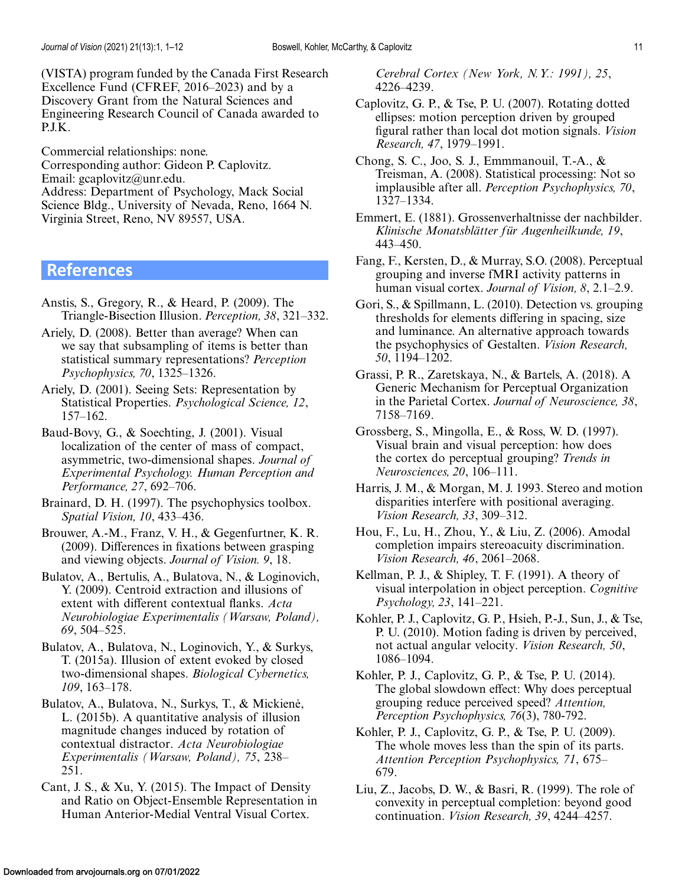(VISTA) program funded by the Canada First Research Excellence Fund (CFREF, 2016–2023) and by a Discovery Grant from the Natural Sciences and Engineering Research Council of Canada awarded to P.J.K.

Commercial relationships: none.
Corresponding author: Gideon P. Caplovitz.
Email: gcaplovitz@unr.edu.
Address: Department of Psychology, Mack Social Science Bldg., University of Nevada, Reno, 1664 N. Virginia Street, Reno, NV 89557, USA.

## References

Anstis, S., Gregory, R., & Heard, P. (2009). The Triangle-Bisection Illusion. *Perception, 38*, 321–332.

Ariely, D. (2008). Better than average? When can we say that subsampling of items is better than statistical summary representations? *Perception Psychophysics, 70*, 1325–1326.

Ariely, D. (2001). Seeing Sets: Representation by Statistical Properties. *Psychological Science, 12*, 157–162.

Baud-Bovy, G., & Soechting, J. (2001). Visual localization of the center of mass of compact, asymmetric, two-dimensional shapes. *Journal of Experimental Psychology. Human Perception and Performance, 27*, 692–706.

Brainard, D. H. (1997). The psychophysics toolbox. *Spatial Vision, 10*, 433–436.

Brouwer, A.-M., Franz, V. H., & Gegenfurtner, K. R. (2009). Differences in fixations between grasping and viewing objects. *Journal of Vision. 9*, 18.

Bulatov, A., Bertulis, A., Bulatova, N., & Loginovich, Y. (2009). Centroid extraction and illusions of extent with different contextual flanks. *Acta Neurobiologiae Experimentalis (Warsaw, Poland), 69*, 504–525.

Bulatov, A., Bulatova, N., Loginovich, Y., & Surkys, T. (2015a). Illusion of extent evoked by closed two-dimensional shapes. *Biological Cybernetics, 109*, 163–178.

Bulatov, A., Bulatova, N., Surkys, T., & Mickienė, L. (2015b). A quantitative analysis of illusion magnitude changes induced by rotation of contextual distractor. *Acta Neurobiologiae Experimentalis (Warsaw, Poland), 75*, 238–251.

Cant, J. S., & Xu, Y. (2015). The Impact of Density and Ratio on Object-Ensemble Representation in Human Anterior-Medial Ventral Visual Cortex. *Cerebral Cortex (New York, N.Y.: 1991), 25*, 4226–4239.

Caplovitz, G. P., & Tse, P. U. (2007). Rotating dotted ellipses: motion perception driven by grouped figural rather than local dot motion signals. *Vision Research, 47*, 1979–1991.

Chong, S. C., Joo, S. J., Emmmanouil, T.-A., & Treisman, A. (2008). Statistical processing: Not so implausible after all. *Perception Psychophysics, 70*, 1327–1334.

Emmert, E. (1881). Grossenverhaltnisse der nachbilder. *Klinische Monatsblätter für Augenheilkunde, 19*, 443–450.

Fang, F., Kersten, D., & Murray, S.O. (2008). Perceptual grouping and inverse fMRI activity patterns in human visual cortex. *Journal of Vision, 8*, 2.1–2.9.

Gori, S., & Spillmann, L. (2010). Detection vs. grouping thresholds for elements differing in spacing, size and luminance. An alternative approach towards the psychophysics of Gestalten. *Vision Research, 50*, 1194–1202.

Grassi, P. R., Zaretskaya, N., & Bartels, A. (2018). A Generic Mechanism for Perceptual Organization in the Parietal Cortex. *Journal of Neuroscience, 38*, 7158–7169.

Grossberg, S., Mingolla, E., & Ross, W. D. (1997). Visual brain and visual perception: how does the cortex do perceptual grouping? *Trends in Neurosciences, 20*, 106–111.

Harris, J. M., & Morgan, M. J. 1993. Stereo and motion disparities interfere with positional averaging. *Vision Research, 33*, 309–312.

Hou, F., Lu, H., Zhou, Y., & Liu, Z. (2006). Amodal completion impairs stereoacuity discrimination. *Vision Research, 46*, 2061–2068.

Kellman, P. J., & Shipley, T. F. (1991). A theory of visual interpolation in object perception. *Cognitive Psychology, 23*, 141–221.

Kohler, P. J., Caplovitz, G. P., Hsieh, P.-J., Sun, J., & Tse, P. U. (2010). Motion fading is driven by perceived, not actual angular velocity. *Vision Research, 50*, 1086–1094.

Kohler, P. J., Caplovitz, G. P., & Tse, P. U. (2014). The global slowdown effect: Why does perceptual grouping reduce perceived speed? *Attention, Perception Psychophysics, 76*(3), 780-792.

Kohler, P. J., Caplovitz, G. P., & Tse, P. U. (2009). The whole moves less than the spin of its parts. *Attention Perception Psychophysics, 71*, 675–679.

Liu, Z., Jacobs, D. W., & Basri, R. (1999). The role of convexity in perceptual completion: beyond good continuation. *Vision Research, 39*, 4244–4257.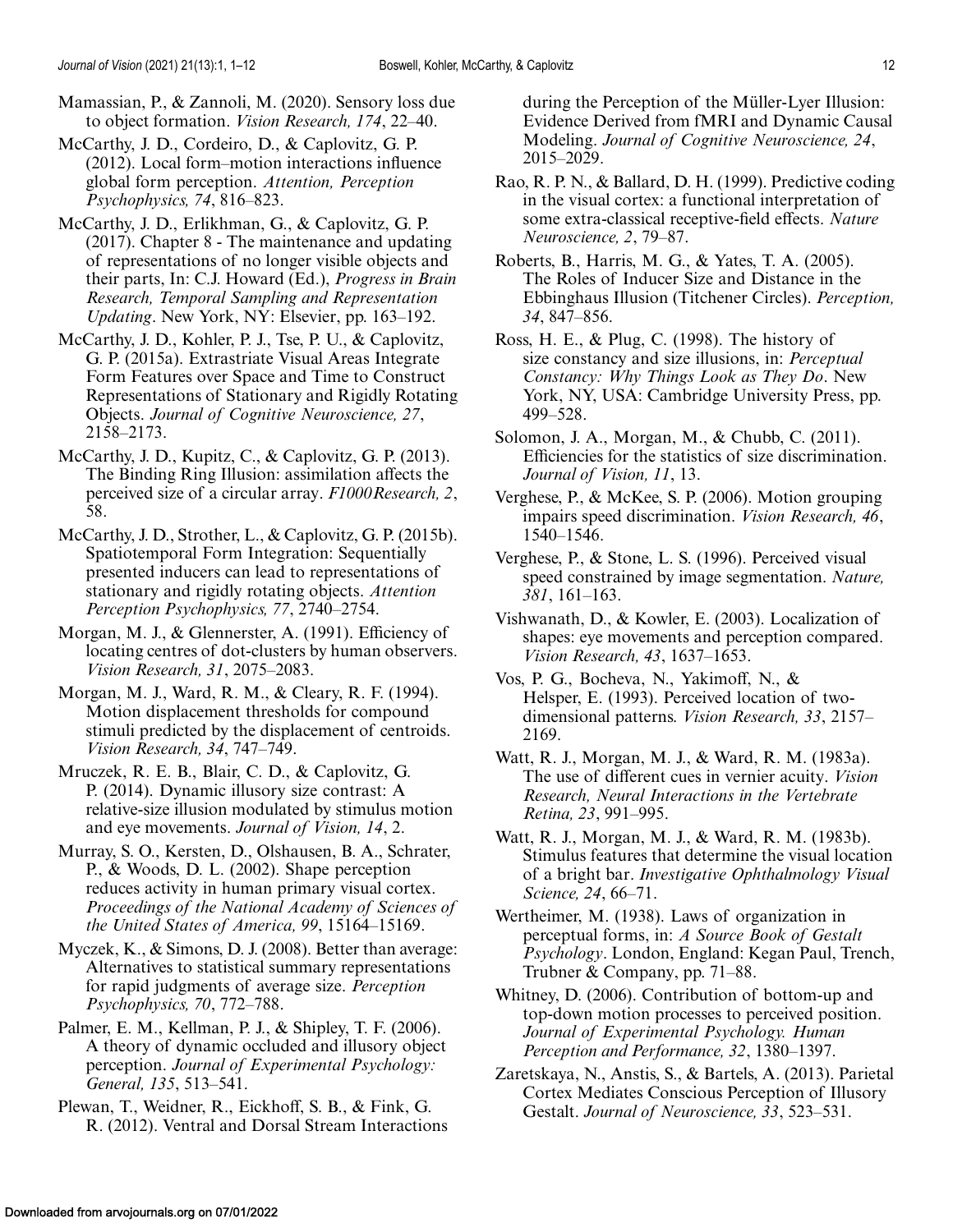Mamassian, P., & Zannoli, M. (2020). Sensory loss due to object formation. *Vision Research, 174*, 22–40.

McCarthy, J. D., Cordeiro, D., & Caplovitz, G. P. (2012). Local form–motion interactions influence global form perception. *Attention, Perception Psychophysics, 74*, 816–823.

McCarthy, J. D., Erlikhman, G., & Caplovitz, G. P. (2017). Chapter 8 - The maintenance and updating of representations of no longer visible objects and their parts, In: C.J. Howard (Ed.), *Progress in Brain Research, Temporal Sampling and Representation Updating*. New York, NY: Elsevier, pp. 163–192.

McCarthy, J. D., Kohler, P. J., Tse, P. U., & Caplovitz, G. P. (2015a). Extrastriate Visual Areas Integrate Form Features over Space and Time to Construct Representations of Stationary and Rigidly Rotating Objects. *Journal of Cognitive Neuroscience, 27*, 2158–2173.

McCarthy, J. D., Kupitz, C., & Caplovitz, G. P. (2013). The Binding Ring Illusion: assimilation affects the perceived size of a circular array. *F1000Research, 2*, 58.

McCarthy, J. D., Strother, L., & Caplovitz, G. P. (2015b). Spatiotemporal Form Integration: Sequentially presented inducers can lead to representations of stationary and rigidly rotating objects. *Attention Perception Psychophysics, 77*, 2740–2754.

Morgan, M. J., & Glennerster, A. (1991). Efficiency of locating centres of dot-clusters by human observers. *Vision Research, 31*, 2075–2083.

Morgan, M. J., Ward, R. M., & Cleary, R. F. (1994). Motion displacement thresholds for compound stimuli predicted by the displacement of centroids. *Vision Research, 34*, 747–749.

Mruczek, R. E. B., Blair, C. D., & Caplovitz, G. P. (2014). Dynamic illusory size contrast: A relative-size illusion modulated by stimulus motion and eye movements. *Journal of Vision, 14*, 2.

Murray, S. O., Kersten, D., Olshausen, B. A., Schrater, P., & Woods, D. L. (2002). Shape perception reduces activity in human primary visual cortex. *Proceedings of the National Academy of Sciences of the United States of America, 99*, 15164–15169.

Myczek, K., & Simons, D. J. (2008). Better than average: Alternatives to statistical summary representations for rapid judgments of average size. *Perception Psychophysics, 70*, 772–788.

Palmer, E. M., Kellman, P. J., & Shipley, T. F. (2006). A theory of dynamic occluded and illusory object perception. *Journal of Experimental Psychology: General, 135*, 513–541.

Plewan, T., Weidner, R., Eickhoff, S. B., & Fink, G. R. (2012). Ventral and Dorsal Stream Interactions during the Perception of the Müller-Lyer Illusion: Evidence Derived from fMRI and Dynamic Causal Modeling. *Journal of Cognitive Neuroscience, 24*, 2015–2029.

Rao, R. P. N., & Ballard, D. H. (1999). Predictive coding in the visual cortex: a functional interpretation of some extra-classical receptive-field effects. *Nature Neuroscience, 2*, 79–87.

Roberts, B., Harris, M. G., & Yates, T. A. (2005). The Roles of Inducer Size and Distance in the Ebbinghaus Illusion (Titchener Circles). *Perception, 34*, 847–856.

Ross, H. E., & Plug, C. (1998). The history of size constancy and size illusions, in: *Perceptual Constancy: Why Things Look as They Do*. New York, NY, USA: Cambridge University Press, pp. 499–528.

Solomon, J. A., Morgan, M., & Chubb, C. (2011). Efficiencies for the statistics of size discrimination. *Journal of Vision, 11*, 13.

Verghese, P., & McKee, S. P. (2006). Motion grouping impairs speed discrimination. *Vision Research, 46*, 1540–1546.

Verghese, P., & Stone, L. S. (1996). Perceived visual speed constrained by image segmentation. *Nature, 381*, 161–163.

Vishwanath, D., & Kowler, E. (2003). Localization of shapes: eye movements and perception compared. *Vision Research, 43*, 1637–1653.

Vos, P. G., Bocheva, N., Yakimoff, N., & Helsper, E. (1993). Perceived location of two-dimensional patterns. *Vision Research, 33*, 2157–2169.

Watt, R. J., Morgan, M. J., & Ward, R. M. (1983a). The use of different cues in vernier acuity. *Vision Research, Neural Interactions in the Vertebrate Retina, 23*, 991–995.

Watt, R. J., Morgan, M. J., & Ward, R. M. (1983b). Stimulus features that determine the visual location of a bright bar. *Investigative Ophthalmology Visual Science, 24*, 66–71.

Wertheimer, M. (1938). Laws of organization in perceptual forms, in: *A Source Book of Gestalt Psychology*. London, England: Kegan Paul, Trench, Trubner & Company, pp. 71–88.

Whitney, D. (2006). Contribution of bottom-up and top-down motion processes to perceived position. *Journal of Experimental Psychology. Human Perception and Performance, 32*, 1380–1397.

Zaretskaya, N., Anstis, S., & Bartels, A. (2013). Parietal Cortex Mediates Conscious Perception of Illusory Gestalt. *Journal of Neuroscience, 33*, 523–531.